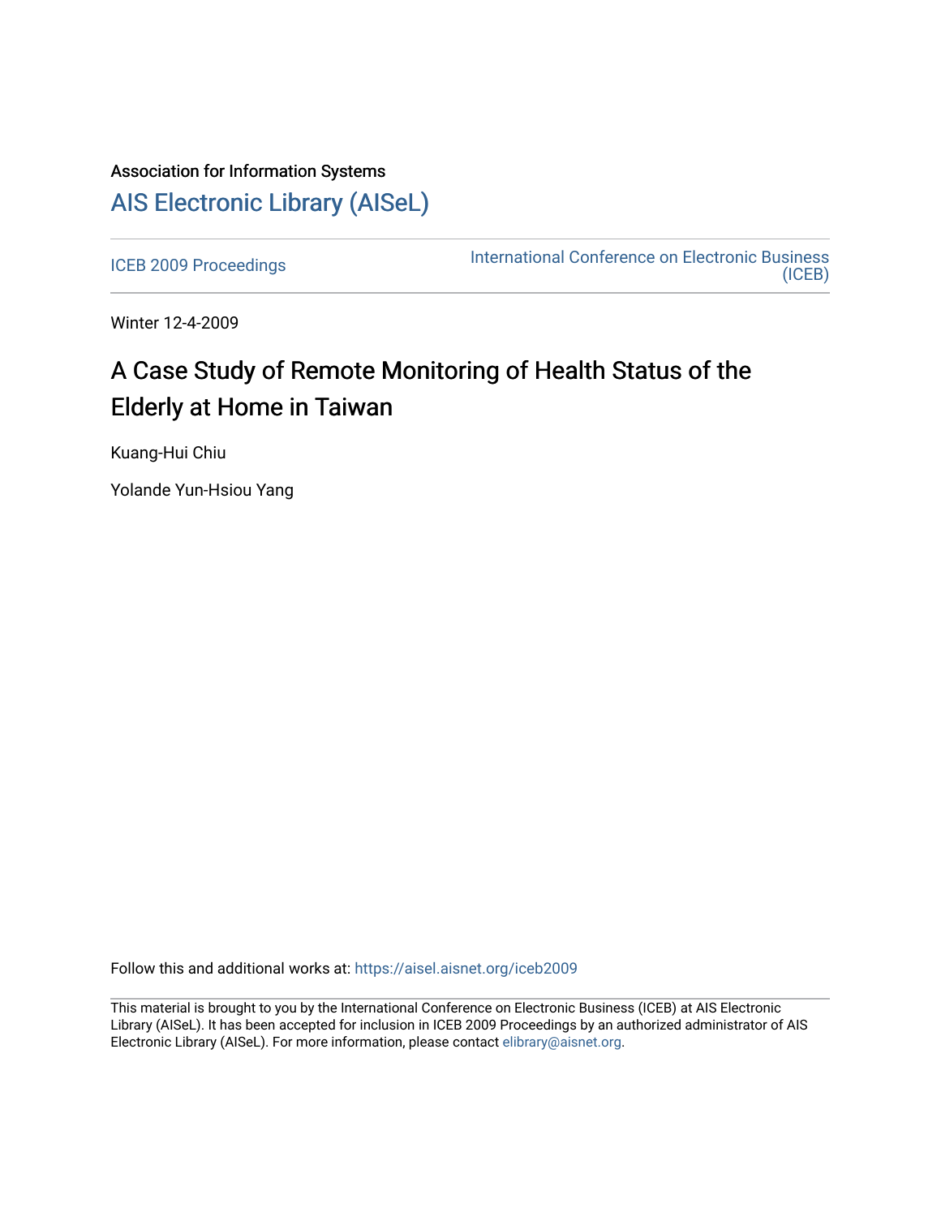Association for Information Systems

# AIS Electronic Library (AISeL)

ICEB 2009 Proceedings

International Conference on Electronic Business (ICEB)

Winter 12-4-2009

# A Case Study of Remote Monitoring of Health Status of the Elderly at Home in Taiwan

Kuang-Hui Chiu

Yolande Yun-Hsiou Yang

Follow this and additional works at: https://aisel.aisnet.org/iceb2009

This material is brought to you by the International Conference on Electronic Business (ICEB) at AIS Electronic Library (AISeL). It has been accepted for inclusion in ICEB 2009 Proceedings by an authorized administrator of AIS Electronic Library (AISeL). For more information, please contact elibrary@aisnet.org.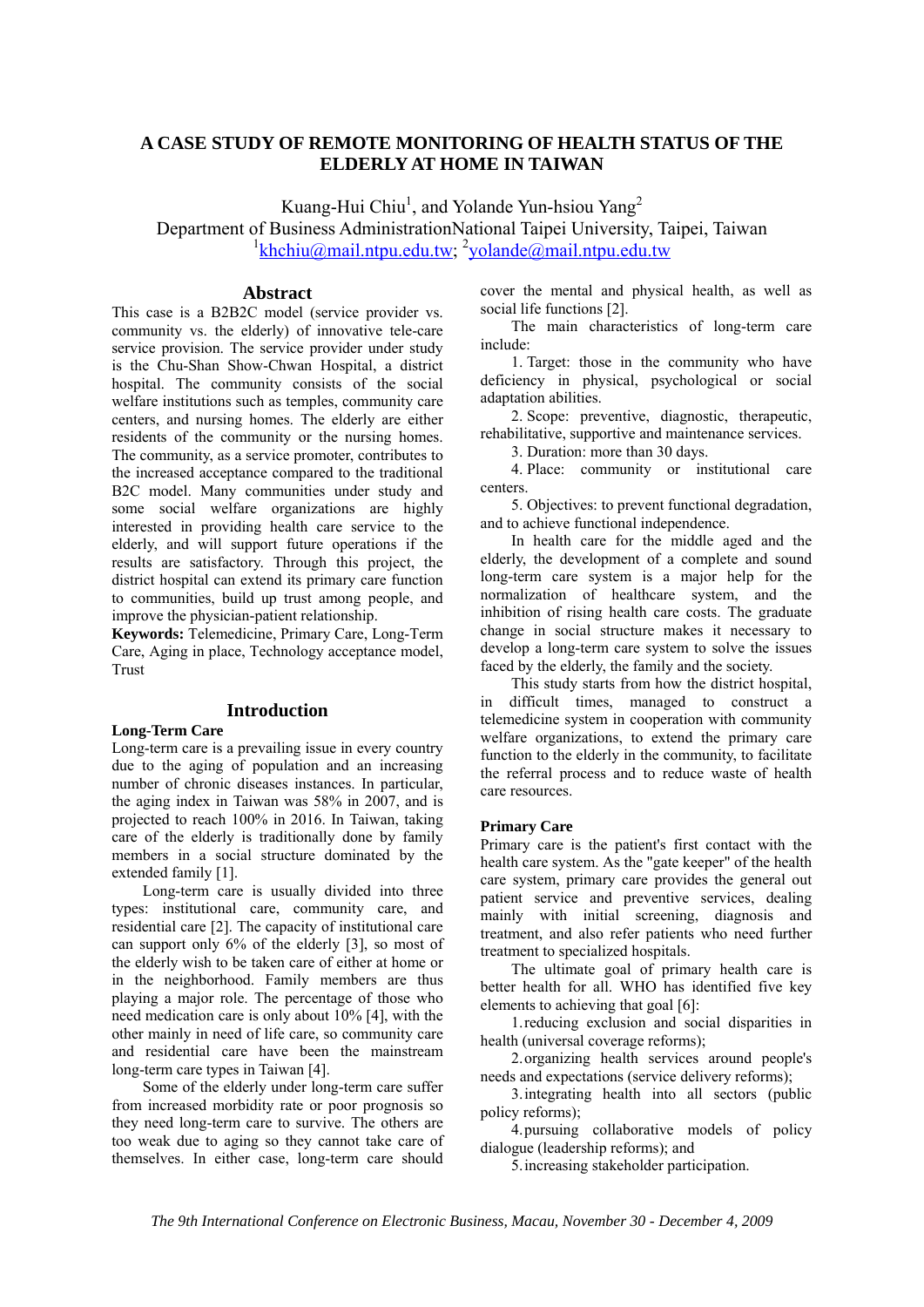# A CASE STUDY OF REMOTE MONITORING OF HEALTH STATUS OF THE ELDERLY AT HOME IN TAIWAN

Kuang-Hui Chiu[1], and Yolande Yun-hsiou Yang[2]

Department of Business AdministrationNational Taipei University, Taipei, Taiwan

[1]khchiu@mail.ntpu.edu.tw; [2]yolande@mail.ntpu.edu.tw

## Abstract

This case is a B2B2C model (service provider vs. community vs. the elderly) of innovative tele-care service provision. The service provider under study is the Chu-Shan Show-Chwan Hospital, a district hospital. The community consists of the social welfare institutions such as temples, community care centers, and nursing homes. The elderly are either residents of the community or the nursing homes. The community, as a service promoter, contributes to the increased acceptance compared to the traditional B2C model. Many communities under study and some social welfare organizations are highly interested in providing health care service to the elderly, and will support future operations if the results are satisfactory. Through this project, the district hospital can extend its primary care function to communities, build up trust among people, and improve the physician-patient relationship.

**Keywords:** Telemedicine, Primary Care, Long-Term Care, Aging in place, Technology acceptance model, Trust

## Introduction

### Long-Term Care

Long-term care is a prevailing issue in every country due to the aging of population and an increasing number of chronic diseases instances. In particular, the aging index in Taiwan was 58% in 2007, and is projected to reach 100% in 2016. In Taiwan, taking care of the elderly is traditionally done by family members in a social structure dominated by the extended family [1].

Long-term care is usually divided into three types: institutional care, community care, and residential care [2]. The capacity of institutional care can support only 6% of the elderly [3], so most of the elderly wish to be taken care of either at home or in the neighborhood. Family members are thus playing a major role. The percentage of those who need medication care is only about 10% [4], with the other mainly in need of life care, so community care and residential care have been the mainstream long-term care types in Taiwan [4].

Some of the elderly under long-term care suffer from increased morbidity rate or poor prognosis so they need long-term care to survive. The others are too weak due to aging so they cannot take care of themselves. In either case, long-term care should cover the mental and physical health, as well as social life functions [2].

The main characteristics of long-term care include:

1. Target: those in the community who have deficiency in physical, psychological or social adaptation abilities.
2. Scope: preventive, diagnostic, therapeutic, rehabilitative, supportive and maintenance services.
3. Duration: more than 30 days.
4. Place: community or institutional care centers.
5. Objectives: to prevent functional degradation, and to achieve functional independence.

In health care for the middle aged and the elderly, the development of a complete and sound long-term care system is a major help for the normalization of healthcare system, and the inhibition of rising health care costs. The graduate change in social structure makes it necessary to develop a long-term care system to solve the issues faced by the elderly, the family and the society.

This study starts from how the district hospital, in difficult times, managed to construct a telemedicine system in cooperation with community welfare organizations, to extend the primary care function to the elderly in the community, to facilitate the referral process and to reduce waste of health care resources.

### Primary Care

Primary care is the patient's first contact with the health care system. As the "gate keeper" of the health care system, primary care provides the general out patient service and preventive services, dealing mainly with initial screening, diagnosis and treatment, and also refer patients who need further treatment to specialized hospitals.

The ultimate goal of primary health care is better health for all. WHO has identified five key elements to achieving that goal [6]:

1. reducing exclusion and social disparities in health (universal coverage reforms);
2. organizing health services around people's needs and expectations (service delivery reforms);
3. integrating health into all sectors (public policy reforms);
4. pursuing collaborative models of policy dialogue (leadership reforms); and
5. increasing stakeholder participation.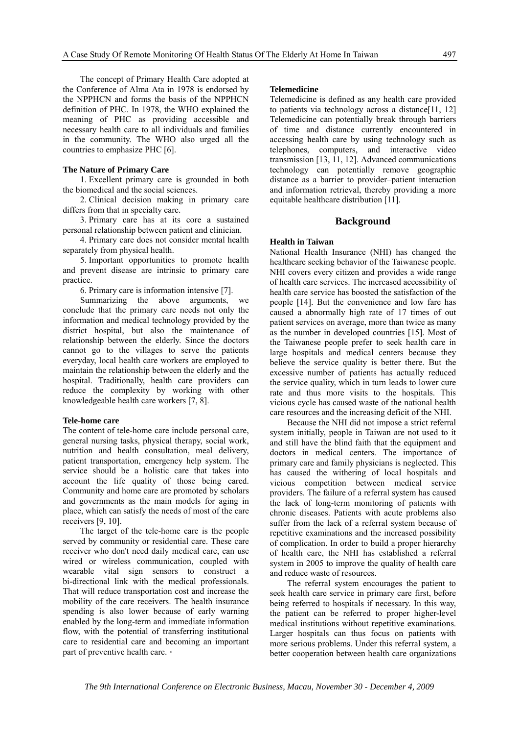The concept of Primary Health Care adopted at the Conference of Alma Ata in 1978 is endorsed by the NPPHCN and forms the basis of the NPPHCN definition of PHC. In 1978, the WHO explained the meaning of PHC as providing accessible and necessary health care to all individuals and families in the community. The WHO also urged all the countries to emphasize PHC [6].

#### The Nature of Primary Care

1. Excellent primary care is grounded in both the biomedical and the social sciences.
2. Clinical decision making in primary care differs from that in specialty care.
3. Primary care has at its core a sustained personal relationship between patient and clinician.
4. Primary care does not consider mental health separately from physical health.
5. Important opportunities to promote health and prevent disease are intrinsic to primary care practice.
6. Primary care is information intensive [7].

Summarizing the above arguments, we conclude that the primary care needs not only the information and medical technology provided by the district hospital, but also the maintenance of relationship between the elderly. Since the doctors cannot go to the villages to serve the patients everyday, local health care workers are employed to maintain the relationship between the elderly and the hospital. Traditionally, health care providers can reduce the complexity by working with other knowledgeable health care workers [7, 8].

#### Tele-home care

The content of tele-home care include personal care, general nursing tasks, physical therapy, social work, nutrition and health consultation, meal delivery, patient transportation, emergency help system. The service should be a holistic care that takes into account the life quality of those being cared. Community and home care are promoted by scholars and governments as the main models for aging in place, which can satisfy the needs of most of the care receivers [9, 10].

The target of the tele-home care is the people served by community or residential care. These care receiver who don't need daily medical care, can use wired or wireless communication, coupled with wearable vital sign sensors to construct a bi-directional link with the medical professionals. That will reduce transportation cost and increase the mobility of the care receivers. The health insurance spending is also lower because of early warning enabled by the long-term and immediate information flow, with the potential of transferring institutional care to residential care and becoming an important part of preventive health care. ◦

#### Telemedicine

Telemedicine is defined as any health care provided to patients via technology across a distance[11, 12] Telemedicine can potentially break through barriers of time and distance currently encountered in accessing health care by using technology such as telephones, computers, and interactive video transmission [13, 11, 12]. Advanced communications technology can potentially remove geographic distance as a barrier to provider–patient interaction and information retrieval, thereby providing a more equitable healthcare distribution [11].

## Background

#### Health in Taiwan

National Health Insurance (NHI) has changed the healthcare seeking behavior of the Taiwanese people. NHI covers every citizen and provides a wide range of health care services. The increased accessibility of health care service has boosted the satisfaction of the people [14]. But the convenience and low fare has caused a abnormally high rate of 17 times of out patient services on average, more than twice as many as the number in developed countries [15]. Most of the Taiwanese people prefer to seek health care in large hospitals and medical centers because they believe the service quality is better there. But the excessive number of patients has actually reduced the service quality, which in turn leads to lower cure rate and thus more visits to the hospitals. This vicious cycle has caused waste of the national health care resources and the increasing deficit of the NHI.

Because the NHI did not impose a strict referral system initially, people in Taiwan are not used to it and still have the blind faith that the equipment and doctors in medical centers. The importance of primary care and family physicians is neglected. This has caused the withering of local hospitals and vicious competition between medical service providers. The failure of a referral system has caused the lack of long-term monitoring of patients with chronic diseases. Patients with acute problems also suffer from the lack of a referral system because of repetitive examinations and the increased possibility of complication. In order to build a proper hierarchy of health care, the NHI has established a referral system in 2005 to improve the quality of health care and reduce waste of resources.

The referral system encourages the patient to seek health care service in primary care first, before being referred to hospitals if necessary. In this way, the patient can be referred to proper higher-level medical institutions without repetitive examinations. Larger hospitals can thus focus on patients with more serious problems. Under this referral system, a better cooperation between health care organizations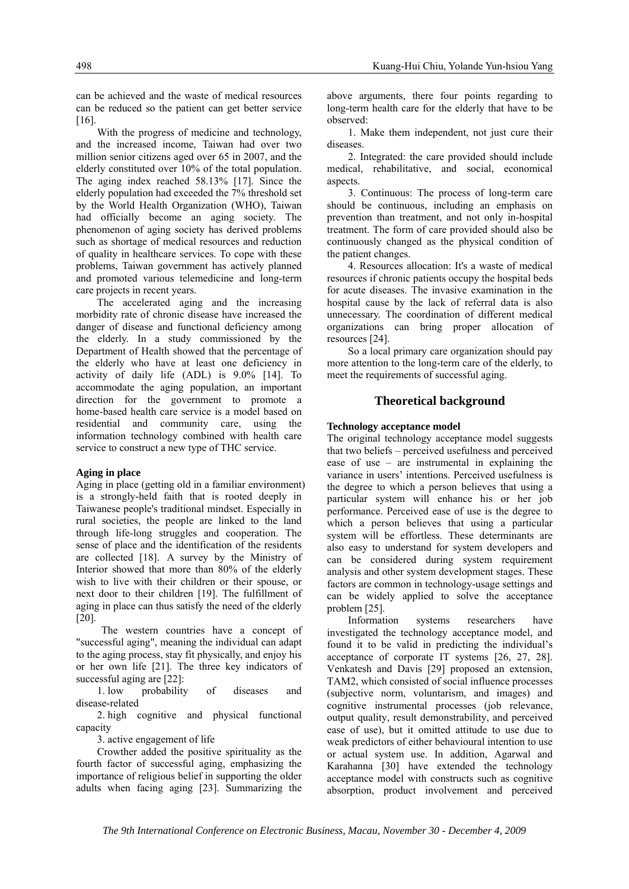can be achieved and the waste of medical resources can be reduced so the patient can get better service [16].

With the progress of medicine and technology, and the increased income, Taiwan had over two million senior citizens aged over 65 in 2007, and the elderly constituted over 10% of the total population. The aging index reached 58.13% [17]. Since the elderly population had exceeded the 7% threshold set by the World Health Organization (WHO), Taiwan had officially become an aging society. The phenomenon of aging society has derived problems such as shortage of medical resources and reduction of quality in healthcare services. To cope with these problems, Taiwan government has actively planned and promoted various telemedicine and long-term care projects in recent years.

The accelerated aging and the increasing morbidity rate of chronic disease have increased the danger of disease and functional deficiency among the elderly. In a study commissioned by the Department of Health showed that the percentage of the elderly who have at least one deficiency in activity of daily life (ADL) is 9.0% [14]. To accommodate the aging population, an important direction for the government to promote a home-based health care service is a model based on residential and community care, using the information technology combined with health care service to construct a new type of THC service.

**Aging in place**

Aging in place (getting old in a familiar environment) is a strongly-held faith that is rooted deeply in Taiwanese people's traditional mindset. Especially in rural societies, the people are linked to the land through life-long struggles and cooperation. The sense of place and the identification of the residents are collected [18]. A survey by the Ministry of Interior showed that more than 80% of the elderly wish to live with their children or their spouse, or next door to their children [19]. The fulfillment of aging in place can thus satisfy the need of the elderly [20].

The western countries have a concept of "successful aging", meaning the individual can adapt to the aging process, stay fit physically, and enjoy his or her own life [21]. The three key indicators of successful aging are [22]:

1. low probability of diseases and disease-related
2. high cognitive and physical functional capacity
3. active engagement of life

Crowther added the positive spirituality as the fourth factor of successful aging, emphasizing the importance of religious belief in supporting the older adults when facing aging [23]. Summarizing the above arguments, there four points regarding to long-term health care for the elderly that have to be observed:

1. Make them independent, not just cure their diseases.
2. Integrated: the care provided should include medical, rehabilitative, and social, economical aspects.
3. Continuous: The process of long-term care should be continuous, including an emphasis on prevention than treatment, and not only in-hospital treatment. The form of care provided should also be continuously changed as the physical condition of the patient changes.
4. Resources allocation: It's a waste of medical resources if chronic patients occupy the hospital beds for acute diseases. The invasive examination in the hospital cause by the lack of referral data is also unnecessary. The coordination of different medical organizations can bring proper allocation of resources [24].

So a local primary care organization should pay more attention to the long-term care of the elderly, to meet the requirements of successful aging.

## Theoretical background

**Technology acceptance model**

The original technology acceptance model suggests that two beliefs – perceived usefulness and perceived ease of use – are instrumental in explaining the variance in users' intentions. Perceived usefulness is the degree to which a person believes that using a particular system will enhance his or her job performance. Perceived ease of use is the degree to which a person believes that using a particular system will be effortless. These determinants are also easy to understand for system developers and can be considered during system requirement analysis and other system development stages. These factors are common in technology-usage settings and can be widely applied to solve the acceptance problem [25].

Information systems researchers have investigated the technology acceptance model, and found it to be valid in predicting the individual's acceptance of corporate IT systems [26, 27, 28]. Venkatesh and Davis [29] proposed an extension, TAM2, which consisted of social influence processes (subjective norm, voluntarism, and images) and cognitive instrumental processes (job relevance, output quality, result demonstrability, and perceived ease of use), but it omitted attitude to use due to weak predictors of either behavioural intention to use or actual system use. In addition, Agarwal and Karahanna [30] have extended the technology acceptance model with constructs such as cognitive absorption, product involvement and perceived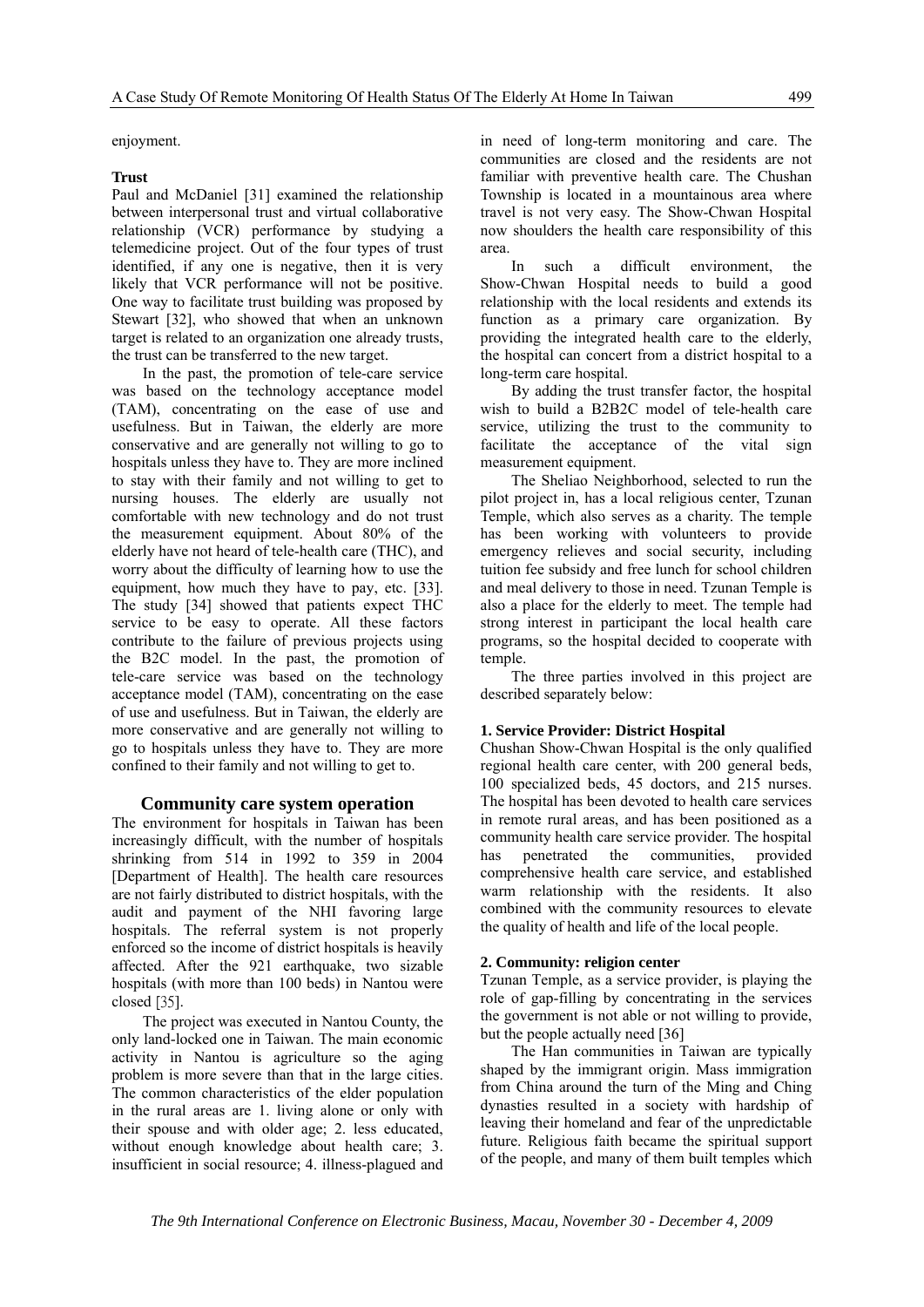enjoyment.

**Trust**

Paul and McDaniel [31] examined the relationship between interpersonal trust and virtual collaborative relationship (VCR) performance by studying a telemedicine project. Out of the four types of trust identified, if any one is negative, then it is very likely that VCR performance will not be positive. One way to facilitate trust building was proposed by Stewart [32], who showed that when an unknown target is related to an organization one already trusts, the trust can be transferred to the new target.

In the past, the promotion of tele-care service was based on the technology acceptance model (TAM), concentrating on the ease of use and usefulness. But in Taiwan, the elderly are more conservative and are generally not willing to go to hospitals unless they have to. They are more inclined to stay with their family and not willing to get to nursing houses. The elderly are usually not comfortable with new technology and do not trust the measurement equipment. About 80% of the elderly have not heard of tele-health care (THC), and worry about the difficulty of learning how to use the equipment, how much they have to pay, etc. [33]. The study [34] showed that patients expect THC service to be easy to operate. All these factors contribute to the failure of previous projects using the B2C model. In the past, the promotion of tele-care service was based on the technology acceptance model (TAM), concentrating on the ease of use and usefulness. But in Taiwan, the elderly are more conservative and are generally not willing to go to hospitals unless they have to. They are more confined to their family and not willing to get to.

## Community care system operation

The environment for hospitals in Taiwan has been increasingly difficult, with the number of hospitals shrinking from 514 in 1992 to 359 in 2004 [Department of Health]. The health care resources are not fairly distributed to district hospitals, with the audit and payment of the NHI favoring large hospitals. The referral system is not properly enforced so the income of district hospitals is heavily affected. After the 921 earthquake, two sizable hospitals (with more than 100 beds) in Nantou were closed [35].

The project was executed in Nantou County, the only land-locked one in Taiwan. The main economic activity in Nantou is agriculture so the aging problem is more severe than that in the large cities. The common characteristics of the elder population in the rural areas are 1. living alone or only with their spouse and with older age; 2. less educated, without enough knowledge about health care; 3. insufficient in social resource; 4. illness-plagued and in need of long-term monitoring and care. The communities are closed and the residents are not familiar with preventive health care. The Chushan Township is located in a mountainous area where travel is not very easy. The Show-Chwan Hospital now shoulders the health care responsibility of this area.

In such a difficult environment, the Show-Chwan Hospital needs to build a good relationship with the local residents and extends its function as a primary care organization. By providing the integrated health care to the elderly, the hospital can concert from a district hospital to a long-term care hospital.

By adding the trust transfer factor, the hospital wish to build a B2B2C model of tele-health care service, utilizing the trust to the community to facilitate the acceptance of the vital sign measurement equipment.

The Sheliao Neighborhood, selected to run the pilot project in, has a local religious center, Tzunan Temple, which also serves as a charity. The temple has been working with volunteers to provide emergency relieves and social security, including tuition fee subsidy and free lunch for school children and meal delivery to those in need. Tzunan Temple is also a place for the elderly to meet. The temple had strong interest in participant the local health care programs, so the hospital decided to cooperate with temple.

The three parties involved in this project are described separately below:

**1. Service Provider: District Hospital**

Chushan Show-Chwan Hospital is the only qualified regional health care center, with 200 general beds, 100 specialized beds, 45 doctors, and 215 nurses. The hospital has been devoted to health care services in remote rural areas, and has been positioned as a community health care service provider. The hospital has penetrated the communities, provided comprehensive health care service, and established warm relationship with the residents. It also combined with the community resources to elevate the quality of health and life of the local people.

**2. Community: religion center**

Tzunan Temple, as a service provider, is playing the role of gap-filling by concentrating in the services the government is not able or not willing to provide, but the people actually need [36]

The Han communities in Taiwan are typically shaped by the immigrant origin. Mass immigration from China around the turn of the Ming and Ching dynasties resulted in a society with hardship of leaving their homeland and fear of the unpredictable future. Religious faith became the spiritual support of the people, and many of them built temples which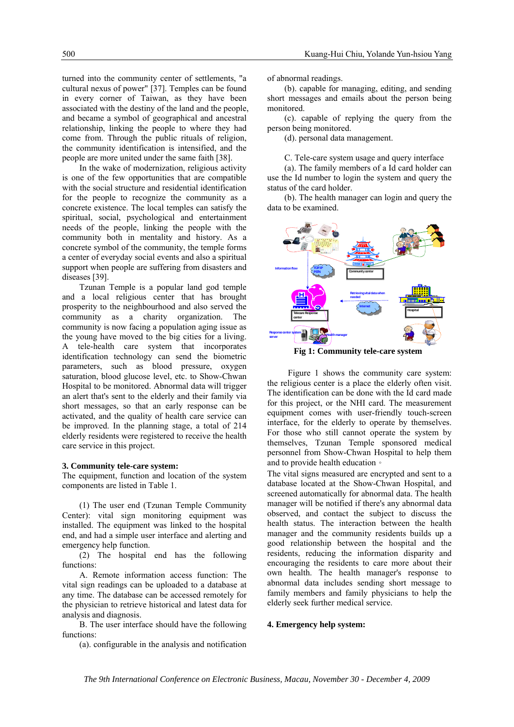turned into the community center of settlements, "a cultural nexus of power" [37]. Temples can be found in every corner of Taiwan, as they have been associated with the destiny of the land and the people, and became a symbol of geographical and ancestral relationship, linking the people to where they had come from. Through the public rituals of religion, the community identification is intensified, and the people are more united under the same faith [38].

In the wake of modernization, religious activity is one of the few opportunities that are compatible with the social structure and residential identification for the people to recognize the community as a concrete existence. The local temples can satisfy the spiritual, social, psychological and entertainment needs of the people, linking the people with the community both in mentality and history. As a concrete symbol of the community, the temple forms a center of everyday social events and also a spiritual support when people are suffering from disasters and diseases [39].

Tzunan Temple is a popular land god temple and a local religious center that has brought prosperity to the neighbourhood and also served the community as a charity organization. The community is now facing a population aging issue as the young have moved to the big cities for a living. A tele-health care system that incorporates identification technology can send the biometric parameters, such as blood pressure, oxygen saturation, blood glucose level, etc. to Show-Chwan Hospital to be monitored. Abnormal data will trigger an alert that's sent to the elderly and their family via short messages, so that an early response can be activated, and the quality of health care service can be improved. In the planning stage, a total of 214 elderly residents were registered to receive the health care service in this project.

### 3. Community tele-care system:

The equipment, function and location of the system components are listed in Table 1.

(1) The user end (Tzunan Temple Community Center): vital sign monitoring equipment was installed. The equipment was linked to the hospital end, and had a simple user interface and alerting and emergency help function.

(2) The hospital end has the following functions:

A. Remote information access function: The vital sign readings can be uploaded to a database at any time. The database can be accessed remotely for the physician to retrieve historical and latest data for analysis and diagnosis.

B. The user interface should have the following functions:

(a). configurable in the analysis and notification of abnormal readings.

(b). capable for managing, editing, and sending short messages and emails about the person being monitored.

(c). capable of replying the query from the person being monitored.

(d). personal data management.

C. Tele-care system usage and query interface

(a). The family members of a Id card holder can use the Id number to login the system and query the status of the card holder.

(b). The health manager can login and query the data to be examined.

**Fig 1: Community tele-care system**

Figure 1 shows the community care system: the religious center is a place the elderly often visit. The identification can be done with the Id card made for this project, or the NHI card. The measurement equipment comes with user-friendly touch-screen interface, for the elderly to operate by themselves. For those who still cannot operate the system by themselves, Tzunan Temple sponsored medical personnel from Show-Chwan Hospital to help them and to provide health education。

The vital signs measured are encrypted and sent to a database located at the Show-Chwan Hospital, and screened automatically for abnormal data. The health manager will be notified if there's any abnormal data observed, and contact the subject to discuss the health status. The interaction between the health manager and the community residents builds up a good relationship between the hospital and the residents, reducing the information disparity and encouraging the residents to care more about their own health. The health manager's response to abnormal data includes sending short message to family members and family physicians to help the elderly seek further medical service.

### 4. Emergency help system: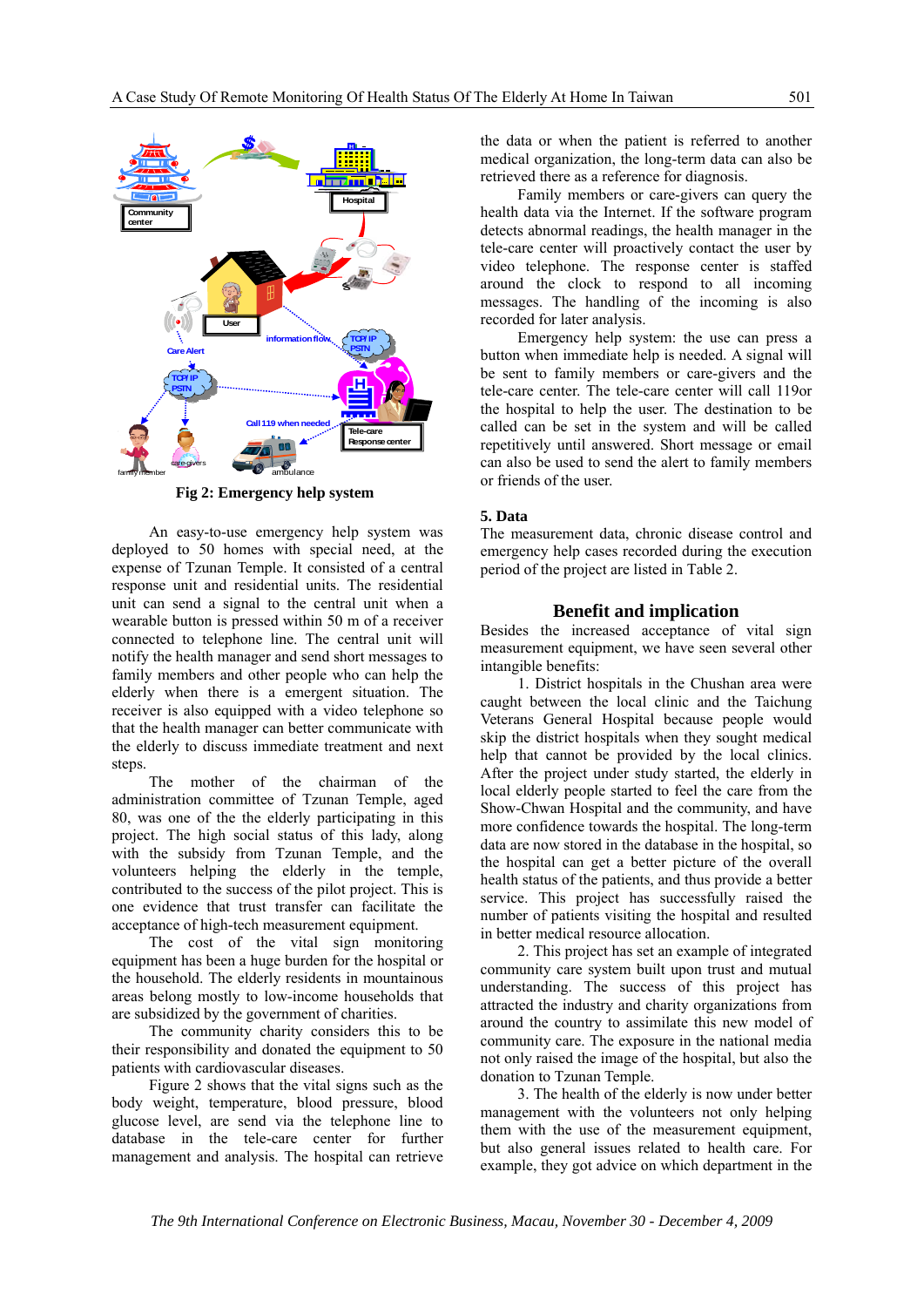Fig 2: Emergency help system

An easy-to-use emergency help system was deployed to 50 homes with special need, at the expense of Tzunan Temple. It consisted of a central response unit and residential units. The residential unit can send a signal to the central unit when a wearable button is pressed within 50 m of a receiver connected to telephone line. The central unit will notify the health manager and send short messages to family members and other people who can help the elderly when there is a emergent situation. The receiver is also equipped with a video telephone so that the health manager can better communicate with the elderly to discuss immediate treatment and next steps.

The mother of the chairman of the administration committee of Tzunan Temple, aged 80, was one of the the elderly participating in this project. The high social status of this lady, along with the subsidy from Tzunan Temple, and the volunteers helping the elderly in the temple, contributed to the success of the pilot project. This is one evidence that trust transfer can facilitate the acceptance of high-tech measurement equipment.

The cost of the vital sign monitoring equipment has been a huge burden for the hospital or the household. The elderly residents in mountainous areas belong mostly to low-income households that are subsidized by the government of charities.

The community charity considers this to be their responsibility and donated the equipment to 50 patients with cardiovascular diseases.

Figure 2 shows that the vital signs such as the body weight, temperature, blood pressure, blood glucose level, are send via the telephone line to database in the tele-care center for further management and analysis. The hospital can retrieve the data or when the patient is referred to another medical organization, the long-term data can also be retrieved there as a reference for diagnosis.

Family members or care-givers can query the health data via the Internet. If the software program detects abnormal readings, the health manager in the tele-care center will proactively contact the user by video telephone. The response center is staffed around the clock to respond to all incoming messages. The handling of the incoming is also recorded for later analysis.

Emergency help system: the use can press a button when immediate help is needed. A signal will be sent to family members or care-givers and the tele-care center. The tele-care center will call 119or the hospital to help the user. The destination to be called can be set in the system and will be called repetitively until answered. Short message or email can also be used to send the alert to family members or friends of the user.

### 5. Data

The measurement data, chronic disease control and emergency help cases recorded during the execution period of the project are listed in Table 2.

## Benefit and implication

Besides the increased acceptance of vital sign measurement equipment, we have seen several other intangible benefits:

1. District hospitals in the Chushan area were caught between the local clinic and the Taichung Veterans General Hospital because people would skip the district hospitals when they sought medical help that cannot be provided by the local clinics. After the project under study started, the elderly in local elderly people started to feel the care from the Show-Chwan Hospital and the community, and have more confidence towards the hospital. The long-term data are now stored in the database in the hospital, so the hospital can get a better picture of the overall health status of the patients, and thus provide a better service. This project has successfully raised the number of patients visiting the hospital and resulted in better medical resource allocation.

2. This project has set an example of integrated community care system built upon trust and mutual understanding. The success of this project has attracted the industry and charity organizations from around the country to assimilate this new model of community care. The exposure in the national media not only raised the image of the hospital, but also the donation to Tzunan Temple.

3. The health of the elderly is now under better management with the volunteers not only helping them with the use of the measurement equipment, but also general issues related to health care. For example, they got advice on which department in the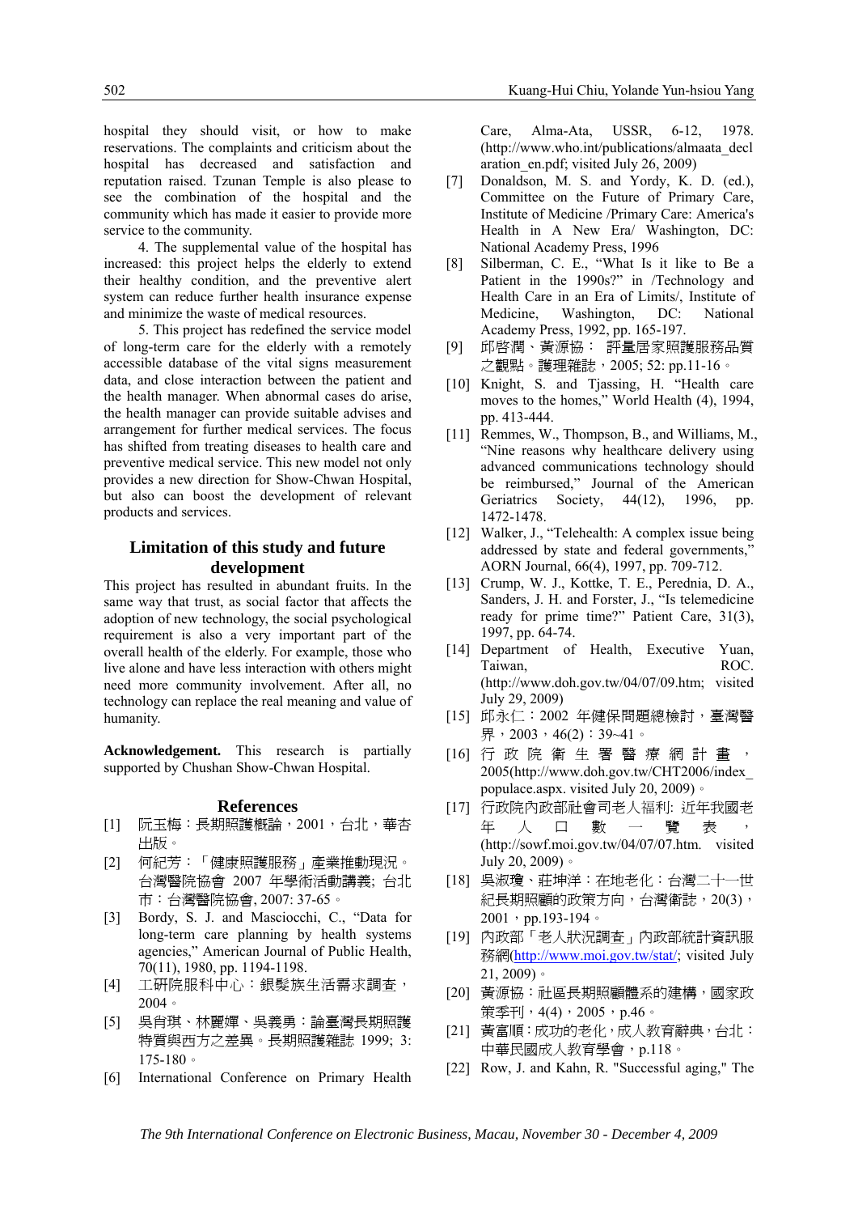hospital they should visit, or how to make reservations. The complaints and criticism about the hospital has decreased and satisfaction and reputation raised. Tzunan Temple is also please to see the combination of the hospital and the community which has made it easier to provide more service to the community.

4. The supplemental value of the hospital has increased: this project helps the elderly to extend their healthy condition, and the preventive alert system can reduce further health insurance expense and minimize the waste of medical resources.

5. This project has redefined the service model of long-term care for the elderly with a remotely accessible database of the vital signs measurement data, and close interaction between the patient and the health manager. When abnormal cases do arise, the health manager can provide suitable advises and arrangement for further medical services. The focus has shifted from treating diseases to health care and preventive medical service. This new model not only provides a new direction for Show-Chwan Hospital, but also can boost the development of relevant products and services.

## Limitation of this study and future development

This project has resulted in abundant fruits. In the same way that trust, as social factor that affects the adoption of new technology, the social psychological requirement is also a very important part of the overall health of the elderly. For example, those who live alone and have less interaction with others might need more community involvement. After all, no technology can replace the real meaning and value of humanity.

**Acknowledgement.** This research is partially supported by Chushan Show-Chwan Hospital.

## References

[1] 阮玉梅：長期照護概論，2001，台北，華杏出版。

[2] 何紀芳：「健康照護服務」產業推動現況。台灣醫院協會 2007 年學術活動講義; 台北市：台灣醫院協會, 2007: 37-65。

[3] Bordy, S. J. and Masciocchi, C., "Data for long-term care planning by health systems agencies," American Journal of Public Health, 70(11), 1980, pp. 1194-1198.

[4] 工研院服科中心：銀髮族生活需求調查，2004。

[5] 吳肖琪、林麗嬋、吳義勇：論臺灣長期照護特質與西方之差異。長期照護雜誌 1999; 3: 175-180。

[6] International Conference on Primary Health Care, Alma-Ata, USSR, 6-12, 1978. (http://www.who.int/publications/almaata_declaration_en.pdf; visited July 26, 2009)

[7] Donaldson, M. S. and Yordy, K. D. (ed.), Committee on the Future of Primary Care, Institute of Medicine /Primary Care: America's Health in A New Era/ Washington, DC: National Academy Press, 1996

[8] Silberman, C. E., "What Is it like to Be a Patient in the 1990s?" in /Technology and Health Care in an Era of Limits/, Institute of Medicine, Washington, DC: National Academy Press, 1992, pp. 165-197.

[9] 邱啟潤、黃源協：評量居家照護服務品質之觀點。護理雜誌，2005; 52: pp.11-16。

[10] Knight, S. and Tjassing, H. "Health care moves to the homes," World Health (4), 1994, pp. 413-444.

[11] Remmes, W., Thompson, B., and Williams, M., "Nine reasons why healthcare delivery using advanced communications technology should be reimbursed," Journal of the American Geriatrics Society, 44(12), 1996, pp. 1472-1478.

[12] Walker, J., "Telehealth: A complex issue being addressed by state and federal governments," AORN Journal, 66(4), 1997, pp. 709-712.

[13] Crump, W. J., Kottke, T. E., Perednia, D. A., Sanders, J. H. and Forster, J., "Is telemedicine ready for prime time?" Patient Care, 31(3), 1997, pp. 64-74.

[14] Department of Health, Executive Yuan, Taiwan, ROC. (http://www.doh.gov.tw/04/07/09.htm; visited July 29, 2009)

[15] 邱永仁：2002 年健保問題總檢討，臺灣醫界，2003，46(2)：39~41。

[16] 行政院衛生署醫療網計畫，2005(http://www.doh.gov.tw/CHT2006/index_populace.aspx. visited July 20, 2009)。

[17] 行政院內政部社會司老人福利: 近年我國老年人口數一覽表，(http://sowf.moi.gov.tw/04/07/07.htm. visited July 20, 2009)。

[18] 吳淑瓊、莊坤洋：在地老化：台灣二十一世紀長期照顧的政策方向，台灣衛誌，20(3)，2001，pp.193-194。

[19] 內政部「老人狀況調查」內政部統計資訊服務網(http://www.moi.gov.tw/stat/; visited July 21, 2009)。

[20] 黃源協：社區長期照顧體系的建構，國家政策季刊，4(4)，2005，p.46。

[21] 黃富順：成功的老化，成人教育辭典，台北：中華民國成人教育學會，p.118。

[22] Row, J. and Kahn, R. "Successful aging," The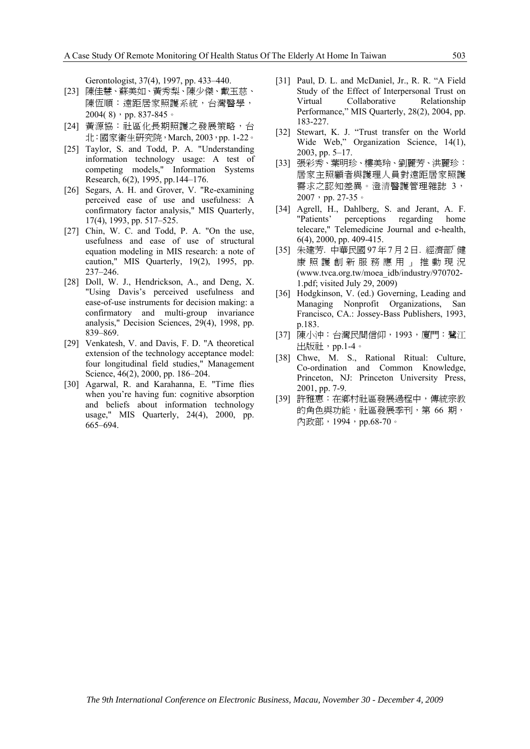Gerontologist, 37(4), 1997, pp. 433–440.

[23] 陳佳慧、蘇美如、黃秀梨、陳少傑、戴玉慈、陳恆順：遠距居家照護系統，台灣醫學，2004( 8)，pp. 837-845。

[24] 黃源協：社區化長期照護之發展策略，台北：國家衛生研究院，March, 2003，pp. 1-22。

[25] Taylor, S. and Todd, P. A. "Understanding information technology usage: A test of competing models," Information Systems Research, 6(2), 1995, pp.144–176.

[26] Segars, A. H. and Grover, V. "Re-examining perceived ease of use and usefulness: A confirmatory factor analysis," MIS Quarterly, 17(4), 1993, pp. 517–525.

[27] Chin, W. C. and Todd, P. A. "On the use, usefulness and ease of use of structural equation modeling in MIS research: a note of caution," MIS Quarterly, 19(2), 1995, pp. 237–246.

[28] Doll, W. J., Hendrickson, A., and Deng, X. "Using Davis's perceived usefulness and ease-of-use instruments for decision making: a confirmatory and multi-group invariance analysis," Decision Sciences, 29(4), 1998, pp. 839–869.

[29] Venkatesh, V. and Davis, F. D. "A theoretical extension of the technology acceptance model: four longitudinal field studies," Management Science, 46(2), 2000, pp. 186–204.

[30] Agarwal, R. and Karahanna, E. "Time flies when you're having fun: cognitive absorption and beliefs about information technology usage," MIS Quarterly, 24(4), 2000, pp. 665–694.

[31] Paul, D. L. and McDaniel, Jr., R. R. "A Field Study of the Effect of Interpersonal Trust on Virtual Collaborative Relationship Performance," MIS Quarterly, 28(2), 2004, pp. 183-227.

[32] Stewart, K. J. "Trust transfer on the World Wide Web," Organization Science, 14(1), 2003, pp. 5–17.

[33] 張彩秀、葉明珍、樓美玲、劉麗芳、洪麗珍：居家主照顧者與護理人員對遠距居家照護需求之認知差異。澄清醫護管理雜誌 3，2007，pp. 27-35。

[34] Agrell, H., Dahlberg, S. and Jerant, A. F. "Patients' perceptions regarding home telecare," Telemedicine Journal and e-health, 6(4), 2000, pp. 409-415.

[35] 朱建芳. 中華民國 97 年 7 月 2 日. 經濟部「健康照護創新服務應用」推動現況 (www.tvca.org.tw/moea_idb/industry/970702-1.pdf; visited July 29, 2009)

[36] Hodgkinson, V. (ed.) Governing, Leading and Managing Nonprofit Organizations, San Francisco, CA.: Jossey-Bass Publishers, 1993, p.183.

[37] 陳小沖：台灣民間信仰，1993，廈門：鷺江出版社，pp.1-4。

[38] Chwe, M. S., Rational Ritual: Culture, Co-ordination and Common Knowledge, Princeton, NJ: Princeton University Press, 2001, pp. 7-9.

[39] 許雅惠：在鄉村社區發展過程中，傳統宗教的角色與功能，社區發展季刊，第 66 期，內政部，1994，pp.68-70。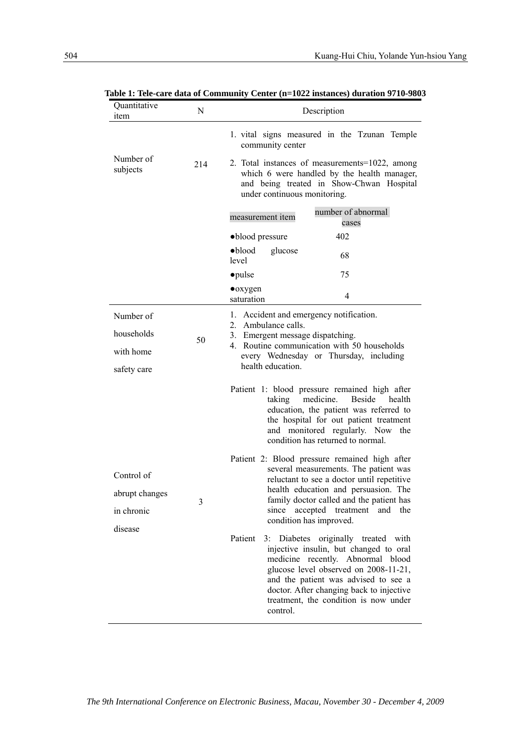**Table 1: Tele-care data of Community Center (n=1022 instances) duration 9710-9803**

| Quantitative item | N | Description |
|---|---|---|
| Number of subjects | 214 | 1. vital signs measured in the Tzunan Temple community center<br>2. Total instances of measurements=1022, among which 6 were handled by the health manager, and being treated in Show-Chwan Hospital under continuous monitoring.<br><br>measurement item — number of abnormal cases<br>●blood pressure — 402<br>●blood glucose level — 68<br>●pulse — 75<br>●oxygen saturation — 4 |
| Number of households with home safety care | 50 | 1. Accident and emergency notification.<br>2. Ambulance calls.<br>3. Emergent message dispatching.<br>4. Routine communication with 50 households every Wednesday or Thursday, including health education. |
| Control of abrupt changes in chronic disease | 3 | Patient 1: blood pressure remained high after taking medicine. Beside health education, the patient was referred to the hospital for out patient treatment and monitored regularly. Now the condition has returned to normal.<br><br>Patient 2: Blood pressure remained high after several measurements. The patient was reluctant to see a doctor until repetitive health education and persuasion. The family doctor called and the patient has since accepted treatment and the condition has improved.<br><br>Patient 3: Diabetes originally treated with injective insulin, but changed to oral medicine recently. Abnormal blood glucose level observed on 2008-11-21, and the patient was advised to see a doctor. After changing back to injective treatment, the condition is now under control. |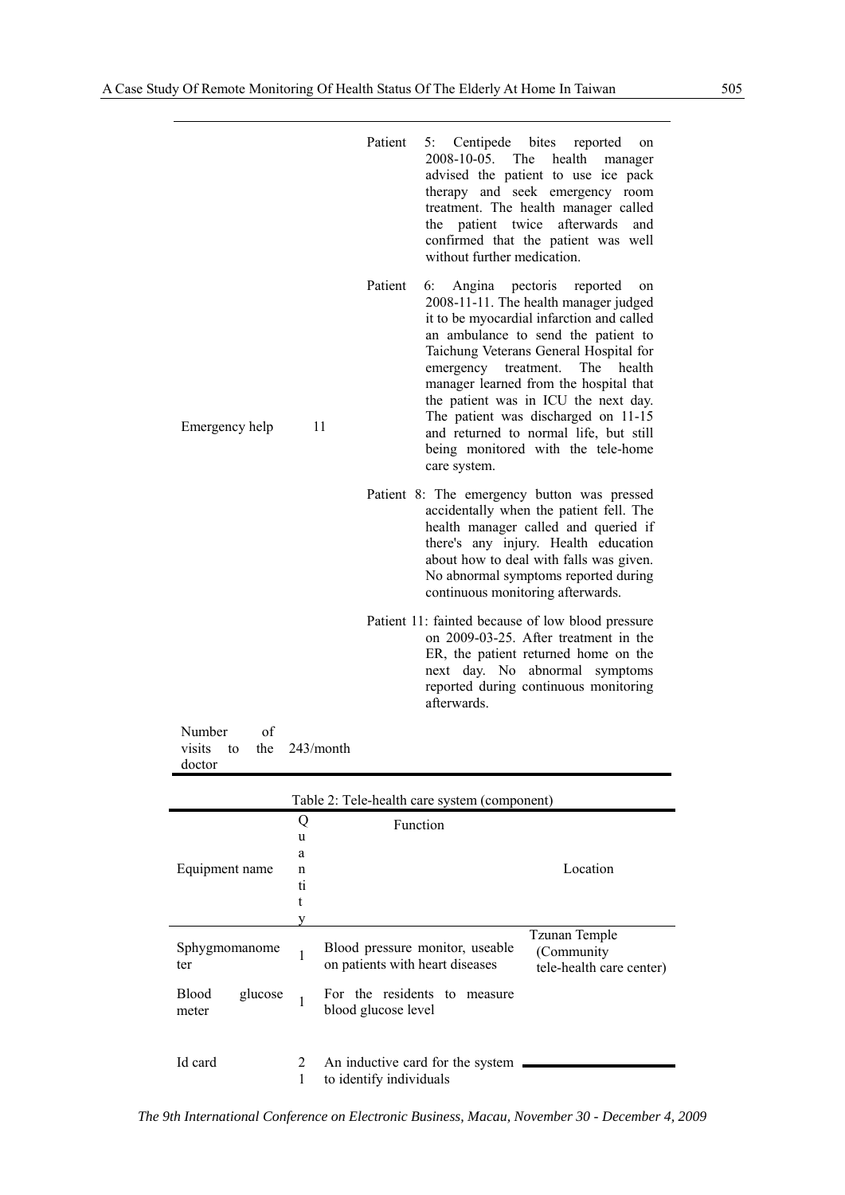| | | |
|---|---|---|
| Emergency help | 11 | Patient 5: Centipede bites reported on 2008-10-05. The health manager advised the patient to use ice pack therapy and seek emergency room treatment. The health manager called the patient twice afterwards and confirmed that the patient was well without further medication.<br><br>Patient 6: Angina pectoris reported on 2008-11-11. The health manager judged it to be myocardial infarction and called an ambulance to send the patient to Taichung Veterans General Hospital for emergency treatment. The health manager learned from the hospital that the patient was in ICU the next day. The patient was discharged on 11-15 and returned to normal life, but still being monitored with the tele-home care system.<br><br>Patient 8: The emergency button was pressed accidentally when the patient fell. The health manager called and queried if there's any injury. Health education about how to deal with falls was given. No abnormal symptoms reported during continuous monitoring afterwards.<br><br>Patient 11: fainted because of low blood pressure on 2009-03-25. After treatment in the ER, the patient returned home on the next day. No abnormal symptoms reported during continuous monitoring afterwards. |
| Number of visits to the doctor | 243/month | |

Table 2: Tele-health care system (component)

| Equipment name | Quantity | Function | Location |
|---|---|---|---|
| Sphygmomanometer | 1 | Blood pressure monitor, useable on patients with heart diseases | Tzunan Temple (Community tele-health care center) |
| Blood glucose meter | 1 | For the residents to measure blood glucose level | |
| Id card | 21 | An inductive card for the system to identify individuals | |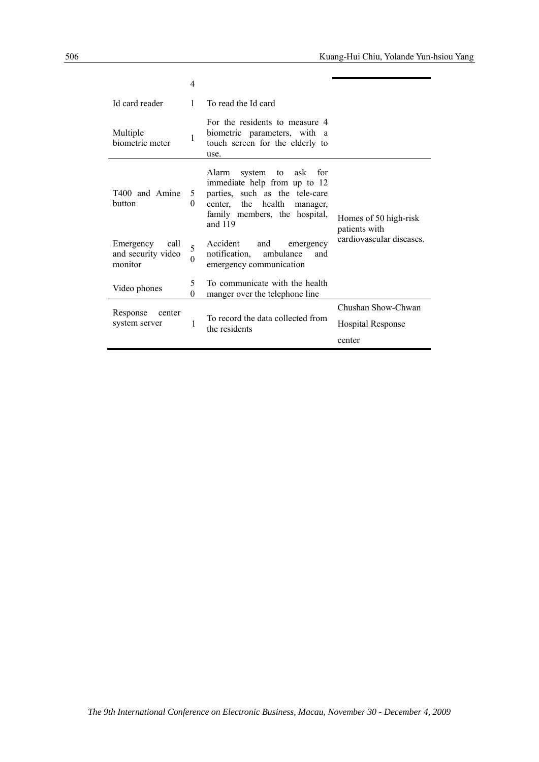| | | | |
|---|---|---|---|
| | 4 | | |
| Id card reader | 1 | To read the Id card | |
| Multiple biometric meter | 1 | For the residents to measure 4 biometric parameters, with a touch screen for the elderly to use. | |
| T400 and Amine button | 50 | Alarm system to ask for immediate help from up to 12 parties, such as the tele-care center, the health manager, family members, the hospital, and 119 | Homes of 50 high-risk patients with cardiovascular diseases. |
| Emergency call and security video monitor | 50 | Accident and emergency notification, ambulance and emergency communication | |
| Video phones | 50 | To communicate with the health manger over the telephone line | |
| Response center system server | 1 | To record the data collected from the residents | Chushan Show-Chwan Hospital Response center |